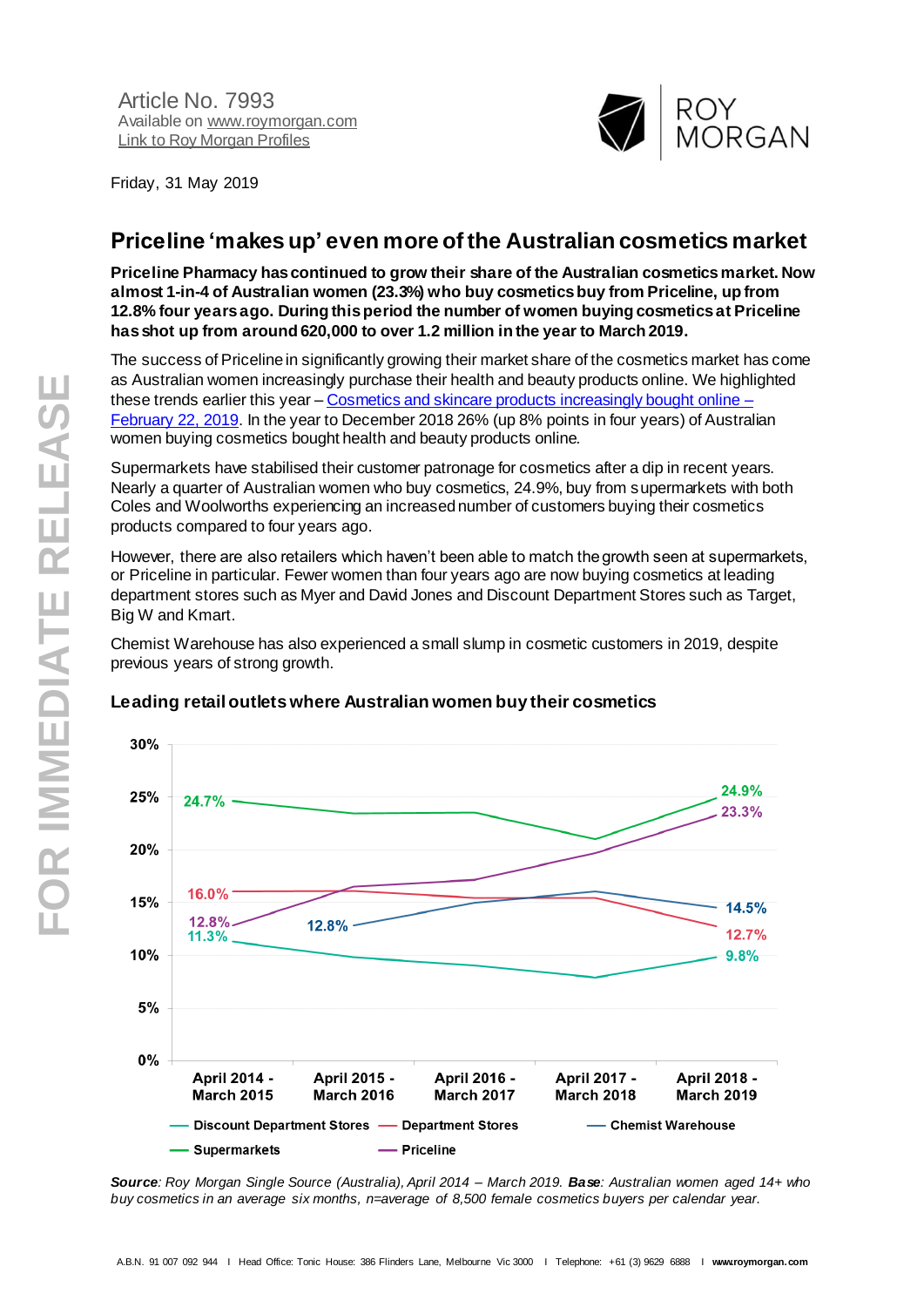Article No. 7993
Available on [www.roymorgan.com](www.roymorgan.com)
[Link to Roy Morgan Profiles]()

Friday, 31 May 2019

# Priceline 'makes up' even more of the Australian cosmetics market

**Priceline Pharmacy has continued to grow their share of the Australian cosmetics market. Now almost 1-in-4 of Australian women (23.3%) who buy cosmetics buy from Priceline, up from 12.8% four years ago. During this period the number of women buying cosmetics at Priceline has shot up from around 620,000 to over 1.2 million in the year to March 2019.**

The success of Priceline in significantly growing their market share of the cosmetics market has come as Australian women increasingly purchase their health and beauty products online. We highlighted these trends earlier this year – [Cosmetics and skincare products increasingly bought online – February 22, 2019](). In the year to December 2018 26% (up 8% points in four years) of Australian women buying cosmetics bought health and beauty products online.

Supermarkets have stabilised their customer patronage for cosmetics after a dip in recent years. Nearly a quarter of Australian women who buy cosmetics, 24.9%, buy from supermarkets with both Coles and Woolworths experiencing an increased number of customers buying their cosmetics products compared to four years ago.

However, there are also retailers which haven't been able to match the growth seen at supermarkets, or Priceline in particular. Fewer women than four years ago are now buying cosmetics at leading department stores such as Myer and David Jones and Discount Department Stores such as Target, Big W and Kmart.

Chemist Warehouse has also experienced a small slump in cosmetic customers in 2019, despite previous years of strong growth.

### Leading retail outlets where Australian women buy their cosmetics

| | April 2014 - March 2015 | April 2015 - March 2016 | April 2016 - March 2017 | April 2017 - March 2018 | April 2018 - March 2019 |
|---|---|---|---|---|---|
| Supermarkets | 24.7% | | | | 24.9% |
| Priceline | 12.8% | | | | 23.3% |
| Chemist Warehouse | | 12.8% | | | 14.5% |
| Department Stores | 16.0% | | | | 12.7% |
| Discount Department Stores | 11.3% | | | | 9.8% |

***Source**: Roy Morgan Single Source (Australia), April 2014 – March 2019. **Base**: Australian women aged 14+ who buy cosmetics in an average six months, n=average of 8,500 female cosmetics buyers per calendar year.*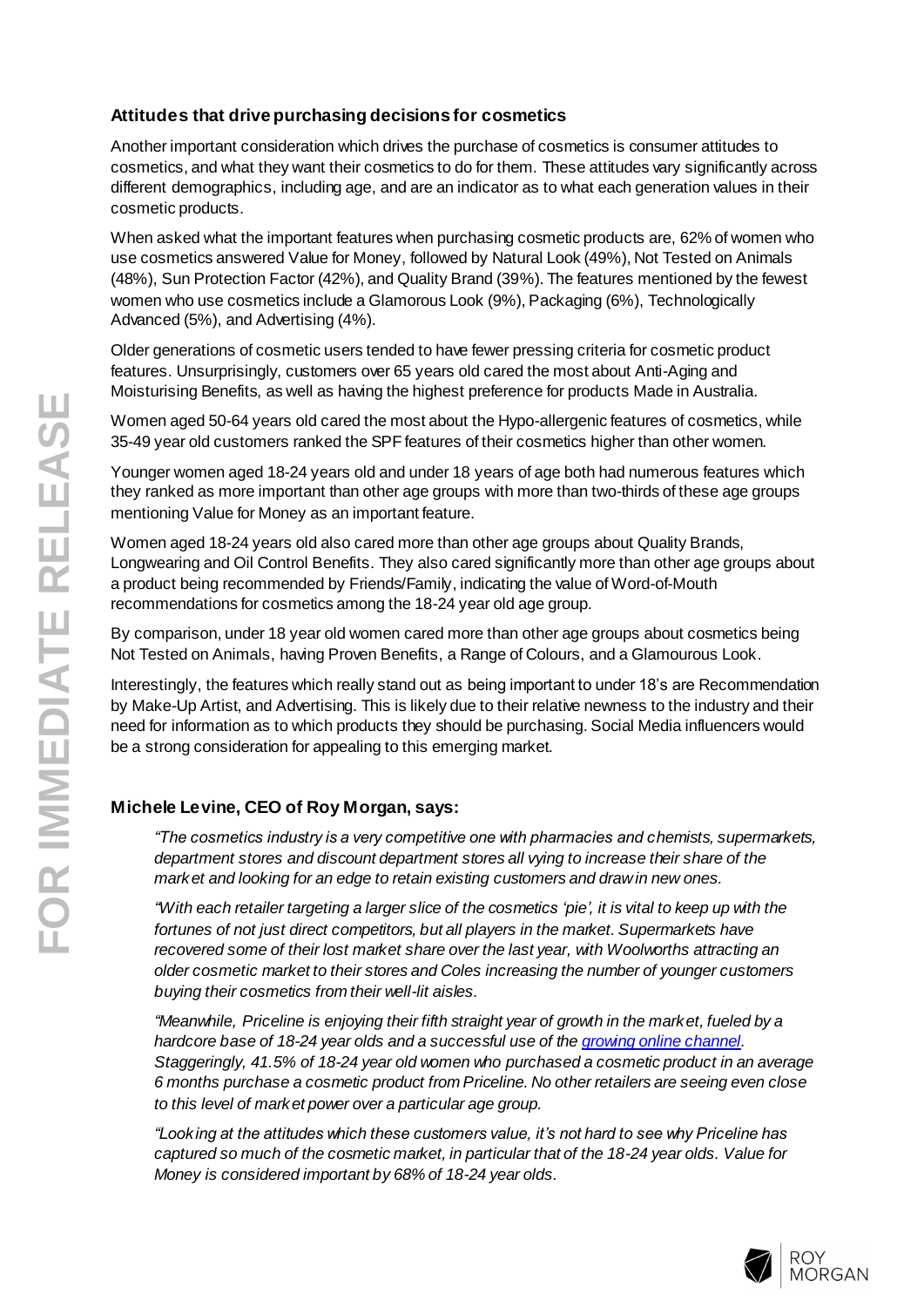### Attitudes that drive purchasing decisions for cosmetics

Another important consideration which drives the purchase of cosmetics is consumer attitudes to cosmetics, and what they want their cosmetics to do for them. These attitudes vary significantly across different demographics, including age, and are an indicator as to what each generation values in their cosmetic products.

When asked what the important features when purchasing cosmetic products are, 62% of women who use cosmetics answered Value for Money, followed by Natural Look (49%), Not Tested on Animals (48%), Sun Protection Factor (42%), and Quality Brand (39%). The features mentioned by the fewest women who use cosmetics include a Glamorous Look (9%), Packaging (6%), Technologically Advanced (5%), and Advertising (4%).

Older generations of cosmetic users tended to have fewer pressing criteria for cosmetic product features. Unsurprisingly, customers over 65 years old cared the most about Anti-Aging and Moisturising Benefits, as well as having the highest preference for products Made in Australia.

Women aged 50-64 years old cared the most about the Hypo-allergenic features of cosmetics, while 35-49 year old customers ranked the SPF features of their cosmetics higher than other women.

Younger women aged 18-24 years old and under 18 years of age both had numerous features which they ranked as more important than other age groups with more than two-thirds of these age groups mentioning Value for Money as an important feature.

Women aged 18-24 years old also cared more than other age groups about Quality Brands, Longwearing and Oil Control Benefits. They also cared significantly more than other age groups about a product being recommended by Friends/Family, indicating the value of Word-of-Mouth recommendations for cosmetics among the 18-24 year old age group.

By comparison, under 18 year old women cared more than other age groups about cosmetics being Not Tested on Animals, having Proven Benefits, a Range of Colours, and a Glamourous Look.

Interestingly, the features which really stand out as being important to under 18's are Recommendation by Make-Up Artist, and Advertising. This is likely due to their relative newness to the industry and their need for information as to which products they should be purchasing. Social Media influencers would be a strong consideration for appealing to this emerging market.

### Michele Levine, CEO of Roy Morgan, says:

*"The cosmetics industry is a very competitive one with pharmacies and chemists, supermarkets, department stores and discount department stores all vying to increase their share of the market and looking for an edge to retain existing customers and draw in new ones.*

*"With each retailer targeting a larger slice of the cosmetics 'pie', it is vital to keep up with the fortunes of not just direct competitors, but all players in the market. Supermarkets have recovered some of their lost market share over the last year, with Woolworths attracting an older cosmetic market to their stores and Coles increasing the number of younger customers buying their cosmetics from their well-lit aisles.*

*"Meanwhile, Priceline is enjoying their fifth straight year of growth in the market, fueled by a hardcore base of 18-24 year olds and a successful use of the growing online channel. Staggeringly, 41.5% of 18-24 year old women who purchased a cosmetic product in an average 6 months purchase a cosmetic product from Priceline. No other retailers are seeing even close to this level of market power over a particular age group.*

*"Looking at the attitudes which these customers value, it's not hard to see why Priceline has captured so much of the cosmetic market, in particular that of the 18-24 year olds. Value for Money is considered important by 68% of 18-24 year olds.*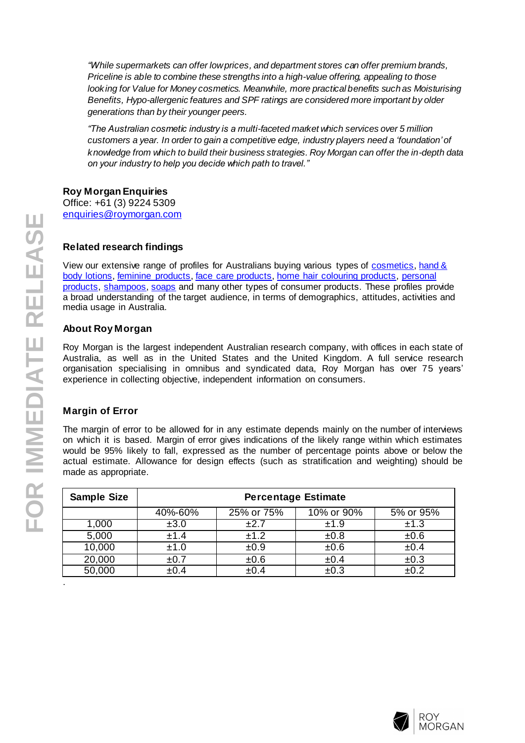*"While supermarkets can offer low prices, and department stores can offer premium brands, Priceline is able to combine these strengths into a high-value offering, appealing to those looking for Value for Money cosmetics. Meanwhile, more practical benefits such as Moisturising Benefits, Hypo-allergenic features and SPF ratings are considered more important by older generations than by their younger peers.*

*"The Australian cosmetic industry is a multi-faceted market which services over 5 million customers a year. In order to gain a competitive edge, industry players need a 'foundation' of knowledge from which to build their business strategies. Roy Morgan can offer the in-depth data on your industry to help you decide which path to travel."*

**Roy Morgan Enquiries**
Office: +61 (3) 9224 5309
enquiries@roymorgan.com

### Related research findings

View our extensive range of profiles for Australians buying various types of cosmetics, hand & body lotions, feminine products, face care products, home hair colouring products, personal products, shampoos, soaps and many other types of consumer products. These profiles provide a broad understanding of the target audience, in terms of demographics, attitudes, activities and media usage in Australia.

### About Roy Morgan

Roy Morgan is the largest independent Australian research company, with offices in each state of Australia, as well as in the United States and the United Kingdom. A full service research organisation specialising in omnibus and syndicated data, Roy Morgan has over 75 years' experience in collecting objective, independent information on consumers.

### Margin of Error

The margin of error to be allowed for in any estimate depends mainly on the number of interviews on which it is based. Margin of error gives indications of the likely range within which estimates would be 95% likely to fall, expressed as the number of percentage points above or below the actual estimate. Allowance for design effects (such as stratification and weighting) should be made as appropriate.

| Sample Size | Percentage Estimate | | | |
|---|---|---|---|---|
| | 40%-60% | 25% or 75% | 10% or 90% | 5% or 95% |
| 1,000 | ±3.0 | ±2.7 | ±1.9 | ±1.3 |
| 5,000 | ±1.4 | ±1.2 | ±0.8 | ±0.6 |
| 10,000 | ±1.0 | ±0.9 | ±0.6 | ±0.4 |
| 20,000 | ±0.7 | ±0.6 | ±0.4 | ±0.3 |
| 50,000 | ±0.4 | ±0.4 | ±0.3 | ±0.2 |